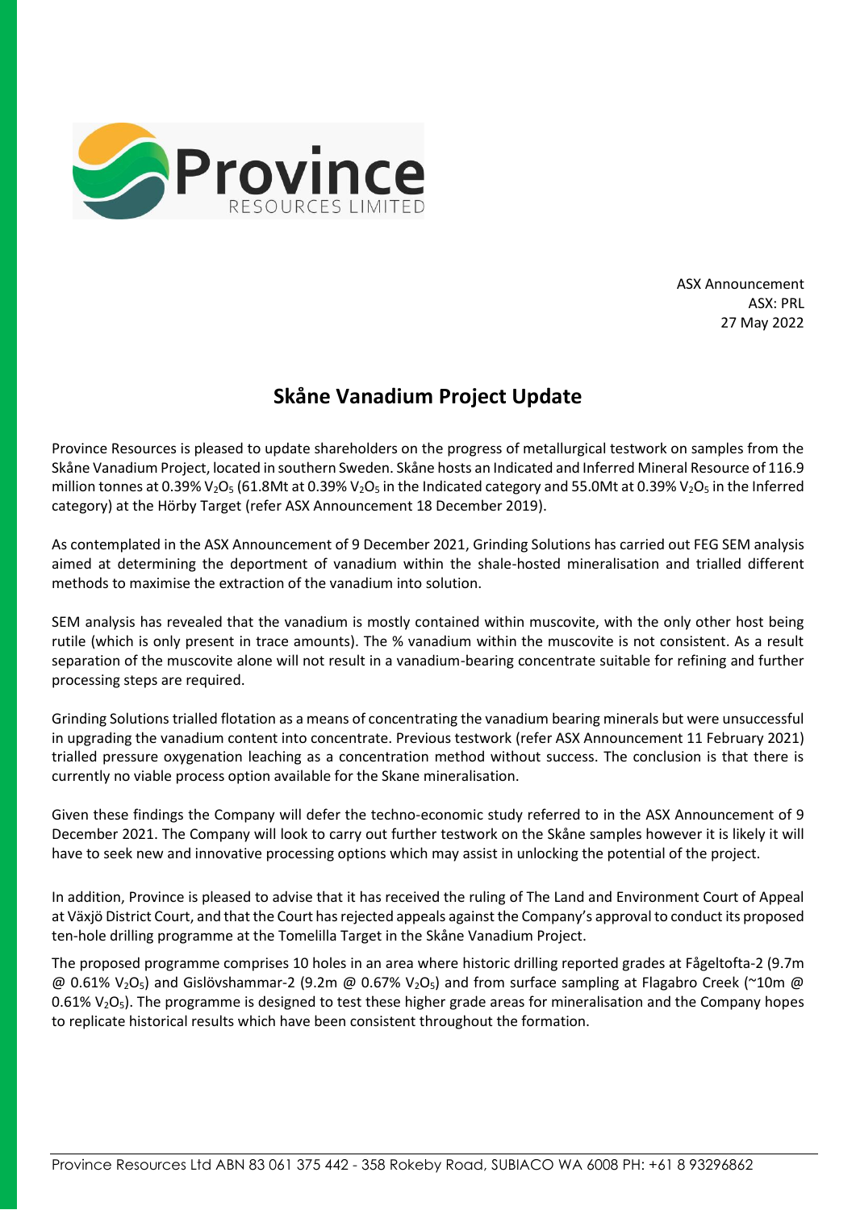Province RESOURCES LIMITED

ASX Announcement
ASX: PRL
27 May 2022

# Skåne Vanadium Project Update

Province Resources is pleased to update shareholders on the progress of metallurgical testwork on samples from the Skåne Vanadium Project, located in southern Sweden. Skåne hosts an Indicated and Inferred Mineral Resource of 116.9 million tonnes at 0.39% $V_2O_5$ (61.8Mt at 0.39% $V_2O_5$ in the Indicated category and 55.0Mt at 0.39% $V_2O_5$ in the Inferred category) at the Hörby Target (refer ASX Announcement 18 December 2019).

As contemplated in the ASX Announcement of 9 December 2021, Grinding Solutions has carried out FEG SEM analysis aimed at determining the deportment of vanadium within the shale-hosted mineralisation and trialled different methods to maximise the extraction of the vanadium into solution.

SEM analysis has revealed that the vanadium is mostly contained within muscovite, with the only other host being rutile (which is only present in trace amounts). The % vanadium within the muscovite is not consistent. As a result separation of the muscovite alone will not result in a vanadium-bearing concentrate suitable for refining and further processing steps are required.

Grinding Solutions trialled flotation as a means of concentrating the vanadium bearing minerals but were unsuccessful in upgrading the vanadium content into concentrate. Previous testwork (refer ASX Announcement 11 February 2021) trialled pressure oxygenation leaching as a concentration method without success. The conclusion is that there is currently no viable process option available for the Skane mineralisation.

Given these findings the Company will defer the techno-economic study referred to in the ASX Announcement of 9 December 2021. The Company will look to carry out further testwork on the Skåne samples however it is likely it will have to seek new and innovative processing options which may assist in unlocking the potential of the project.

In addition, Province is pleased to advise that it has received the ruling of The Land and Environment Court of Appeal at Växjö District Court, and that the Court has rejected appeals against the Company's approval to conduct its proposed ten-hole drilling programme at the Tomelilla Target in the Skåne Vanadium Project.

The proposed programme comprises 10 holes in an area where historic drilling reported grades at Fågeltofta-2 (9.7m @ 0.61% $V_2O_5$) and Gislövshammar-2 (9.2m @ 0.67% $V_2O_5$) and from surface sampling at Flagabro Creek (~10m @ 0.61% $V_2O_5$). The programme is designed to test these higher grade areas for mineralisation and the Company hopes to replicate historical results which have been consistent throughout the formation.

Province Resources Ltd ABN 83 061 375 442 - 358 Rokeby Road, SUBIACO WA 6008 PH: +61 8 93296862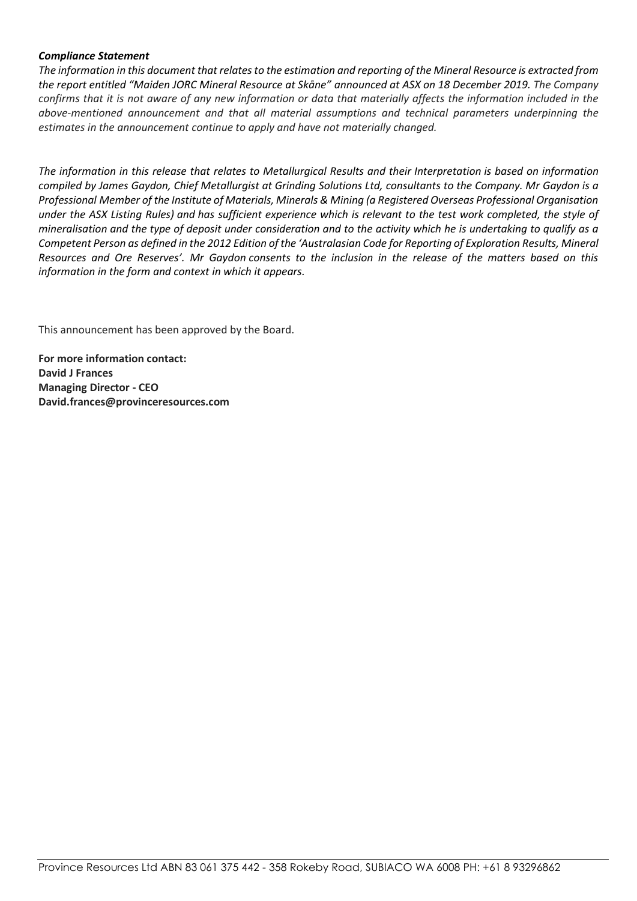***Compliance Statement***

*The information in this document that relates to the estimation and reporting of the Mineral Resource is extracted from the report entitled "Maiden JORC Mineral Resource at Skåne" announced at ASX on 18 December 2019. The Company confirms that it is not aware of any new information or data that materially affects the information included in the above-mentioned announcement and that all material assumptions and technical parameters underpinning the estimates in the announcement continue to apply and have not materially changed.*

*The information in this release that relates to Metallurgical Results and their Interpretation is based on information compiled by James Gaydon, Chief Metallurgist at Grinding Solutions Ltd, consultants to the Company. Mr Gaydon is a Professional Member of the Institute of Materials, Minerals & Mining (a Registered Overseas Professional Organisation under the ASX Listing Rules) and has sufficient experience which is relevant to the test work completed, the style of mineralisation and the type of deposit under consideration and to the activity which he is undertaking to qualify as a Competent Person as defined in the 2012 Edition of the 'Australasian Code for Reporting of Exploration Results, Mineral Resources and Ore Reserves'. Mr Gaydon consents to the inclusion in the release of the matters based on this information in the form and context in which it appears.*

This announcement has been approved by the Board.

**For more information contact:**
**David J Frances**
**Managing Director - CEO**
**David.frances@provinceresources.com**

Province Resources Ltd ABN 83 061 375 442 - 358 Rokeby Road, SUBIACO WA 6008 PH: +61 8 93296862